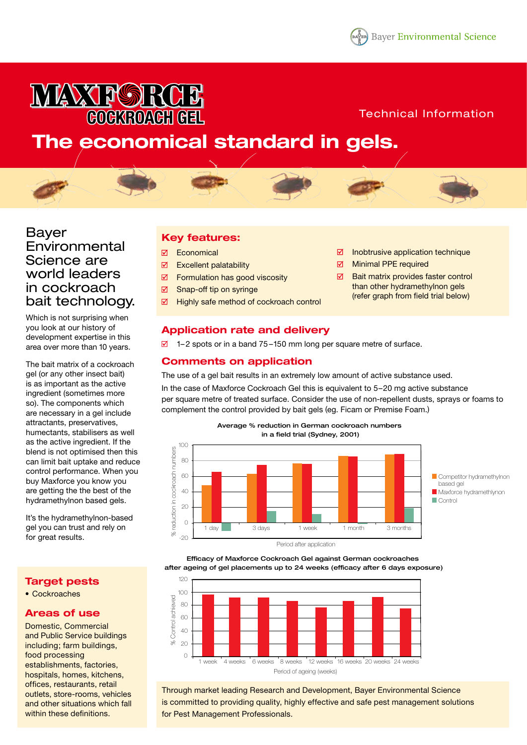Bayer Environmental Science

# MAXFORCE COCKROACH GEL

Technical Information

## The economical standard in gels.

## Bayer Environmental Science are world leaders in cockroach bait technology.

Which is not surprising when you look at our history of development expertise in this area over more than 10 years.

The bait matrix of a cockroach gel (or any other insect bait) is as important as the active ingredient (sometimes more so). The components which are necessary in a gel include attractants, preservatives, humectants, stabilisers as well as the active ingredient. If the blend is not optimised then this can limit bait uptake and reduce control performance. When you buy Maxforce you know you are getting the best of the hydramethylnon based gels.

It's the hydramethylnon-based gel you can trust and rely on for great results.

### Key features:

- ☑ Economical
- ☑ Excellent palatability
- ☑ Formulation has good viscosity
- ☑ Snap-off tip on syringe
- ☑ Highly safe method of cockroach control
- ☑ Inobtrusive application technique
- ☑ Minimal PPE required
- ☑ Bait matrix provides faster control than other hydramethylnon gels (refer graph from field trial below)

### Application rate and delivery

☑ 1–2 spots or in a band 75–150 mm long per square metre of surface.

### Comments on application

The use of a gel bait results in an extremely low amount of active substance used.

In the case of Maxforce Cockroach Gel this is equivalent to 5–20 mg active substance per square metre of treated surface. Consider the use of non-repellent dusts, sprays or foams to complement the control provided by bait gels (eg. Ficam or Premise Foam.)

**Average % reduction in German cockroach numbers in a field trial (Sydney, 2001)**

| Period after application | Competitor hydramethylnon based gel | Maxforce hydramethylnon | Control |
|---|---|---|---|
| 1 day | ~48 | ~66 | ~-10 |
| 3 days | ~63 | ~75 | ~15 |
| 1 week | ~77 | ~76 | ~11 |
| 1 month | ~86 | ~85 | ~-2 |
| 3 months | ~88 | ~89 | ~19 |

Y-axis: % reduction in cockroach numbers (-20 to 100); X-axis: Period after application

**Efficacy of Maxforce Cockroach Gel against German cockroaches after ageing of gel placements up to 24 weeks (efficacy after 6 days exposure)**

| Period of ageing (weeks) | % Control achieved |
|---|---|
| 1 week | ~97 |
| 4 weeks | ~92 |
| 6 weeks | ~92 |
| 8 weeks | ~86 |
| 12 weeks | ~76 |
| 16 weeks | ~86 |
| 20 weeks | ~93 |
| 24 weeks | ~75 |

### Target pests

- Cockroaches

### Areas of use

Domestic, Commercial and Public Service buildings including; farm buildings, food processing establishments, factories, hospitals, homes, kitchens, offices, restaurants, retail outlets, store-rooms, vehicles and other situations which fall within these definitions.

Through market leading Research and Development, Bayer Environmental Science is committed to providing quality, highly effective and safe pest management solutions for Pest Management Professionals.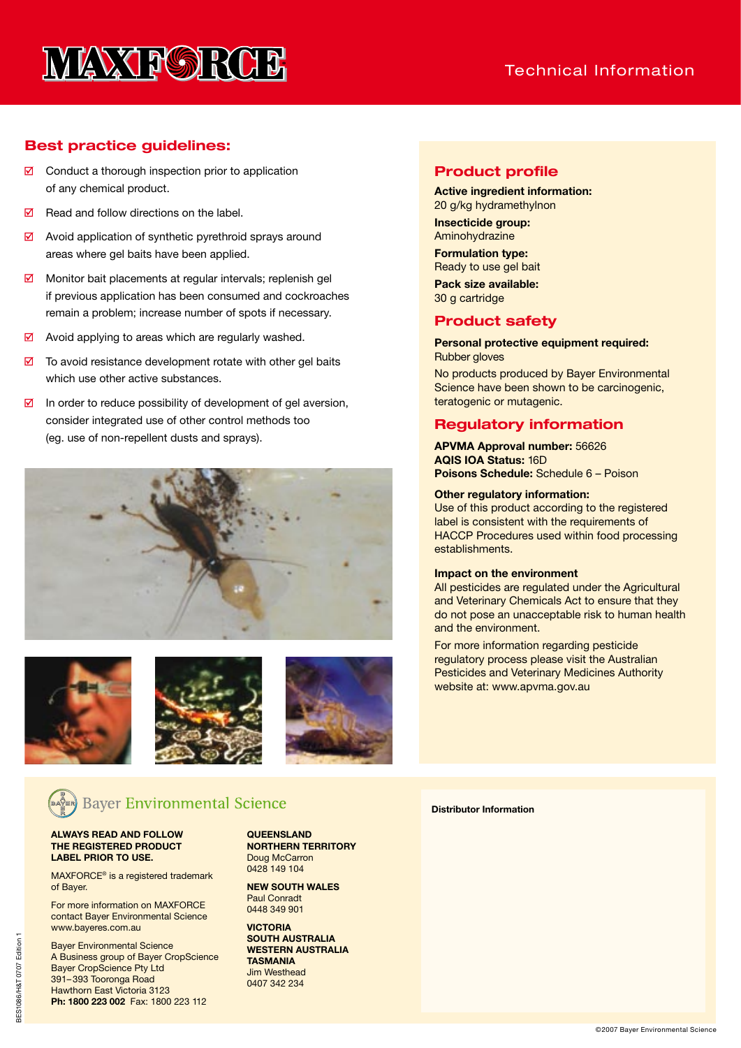# MAXFORCE

Technical Information

## Best practice guidelines:

- ☑ Conduct a thorough inspection prior to application of any chemical product.
- ☑ Read and follow directions on the label.
- ☑ Avoid application of synthetic pyrethroid sprays around areas where gel baits have been applied.
- ☑ Monitor bait placements at regular intervals; replenish gel if previous application has been consumed and cockroaches remain a problem; increase number of spots if necessary.
- ☑ Avoid applying to areas which are regularly washed.
- ☑ To avoid resistance development rotate with other gel baits which use other active substances.
- ☑ In order to reduce possibility of development of gel aversion, consider integrated use of other control methods too (eg. use of non-repellent dusts and sprays).

## Product profile

**Active ingredient information:**
20 g/kg hydramethylnon

**Insecticide group:**
Aminohydrazine

**Formulation type:**
Ready to use gel bait

**Pack size available:**
30 g cartridge

## Product safety

**Personal protective equipment required:**
Rubber gloves

No products produced by Bayer Environmental Science have been shown to be carcinogenic, teratogenic or mutagenic.

## Regulatory information

**APVMA Approval number:** 56626
**AQIS IOA Status:** 16D
**Poisons Schedule:** Schedule 6 – Poison

**Other regulatory information:**
Use of this product according to the registered label is consistent with the requirements of HACCP Procedures used within food processing establishments.

**Impact on the environment**
All pesticides are regulated under the Agricultural and Veterinary Chemicals Act to ensure that they do not pose an unacceptable risk to human health and the environment.

For more information regarding pesticide regulatory process please visit the Australian Pesticides and Veterinary Medicines Authority website at: www.apvma.gov.au

Bayer Environmental Science

**ALWAYS READ AND FOLLOW THE REGISTERED PRODUCT LABEL PRIOR TO USE.**

MAXFORCE® is a registered trademark of Bayer.

For more information on MAXFORCE contact Bayer Environmental Science www.bayeres.com.au

Bayer Environmental Science
A Business group of Bayer CropScience
Bayer CropScience Pty Ltd
391–393 Tooronga Road
Hawthorn East Victoria 3123
**Ph: 1800 223 002** Fax: 1800 223 112

**QUEENSLAND**
**NORTHERN TERRITORY**
Doug McCarron
0428 149 104

**NEW SOUTH WALES**
Paul Conradt
0448 349 901

**VICTORIA**
**SOUTH AUSTRALIA**
**WESTERN AUSTRALIA**
**TASMANIA**
Jim Westhead
0407 342 234

**Distributor Information**

BES1086/H&T 0707 Edition 1

©2007 Bayer Environmental Science